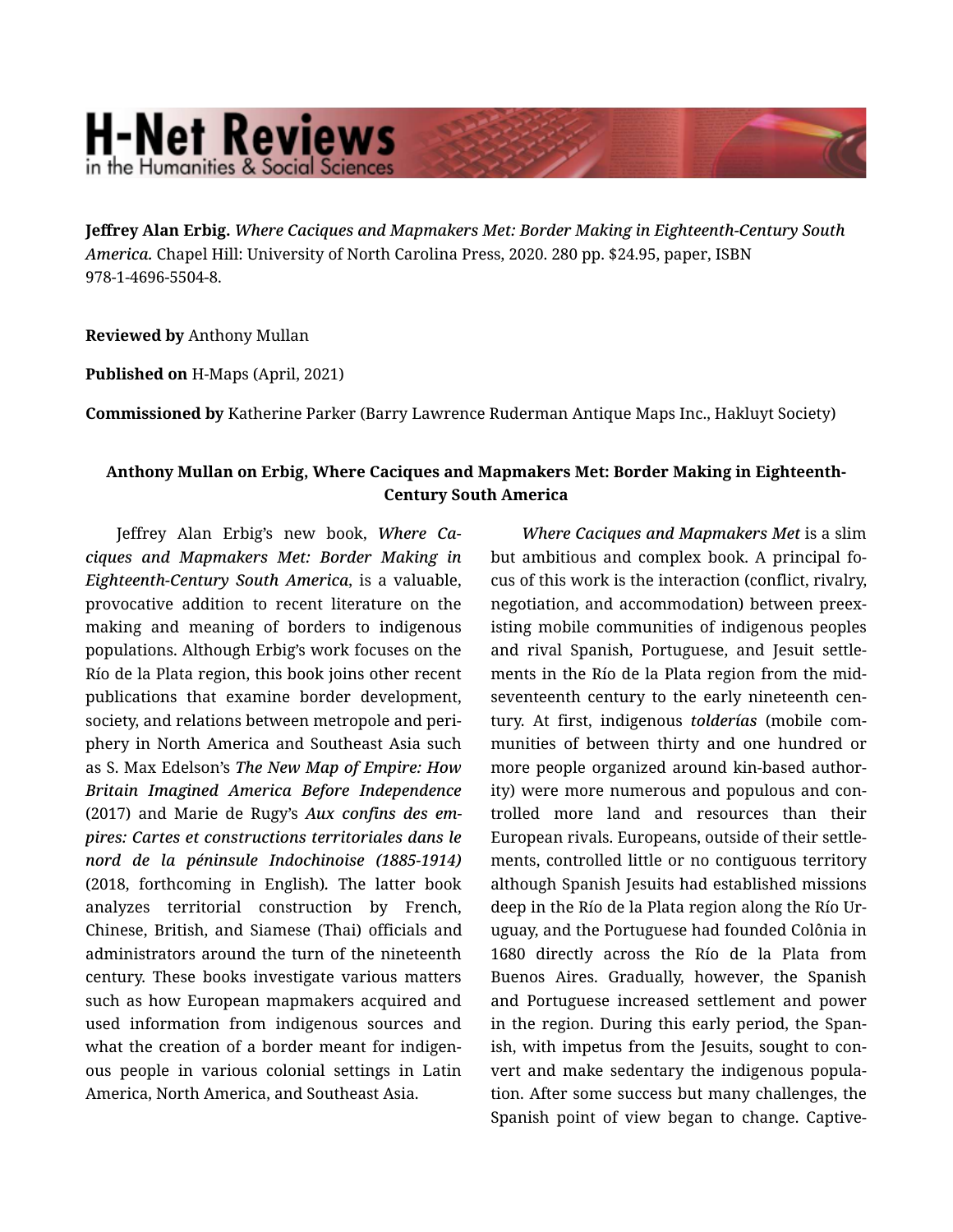**Jeffrey Alan Erbig.** *Where Caciques and Mapmakers Met: Border Making in Eighteenth-Century South America.* Chapel Hill: University of North Carolina Press, 2020. 280 pp. $24.95, paper, ISBN 978-1-4696-5504-8.

**Reviewed by** Anthony Mullan

**Published on** H-Maps (April, 2021)

**Commissioned by** Katherine Parker (Barry Lawrence Ruderman Antique Maps Inc., Hakluyt Society)

**Anthony Mullan on Erbig, Where Caciques and Mapmakers Met: Border Making in Eighteenth-Century South America**

Jeffrey Alan Erbig's new book, ***Where Caciques and Mapmakers Met: Border Making in Eighteenth-Century South America***, is a valuable, provocative addition to recent literature on the making and meaning of borders to indigenous populations. Although Erbig's work focuses on the Río de la Plata region, this book joins other recent publications that examine border development, society, and relations between metropole and periphery in North America and Southeast Asia such as S. Max Edelson's ***The New Map of Empire: How Britain Imagined America Before Independence*** (2017) and Marie de Rugy's ***Aux confins des empires: Cartes et constructions territoriales dans le nord de la péninsule Indochinoise (1885-1914)*** (2018, forthcoming in English). The latter book analyzes territorial construction by French, Chinese, British, and Siamese (Thai) officials and administrators around the turn of the nineteenth century. These books investigate various matters such as how European mapmakers acquired and used information from indigenous sources and what the creation of a border meant for indigenous people in various colonial settings in Latin America, North America, and Southeast Asia.

*Where Caciques and Mapmakers Met* is a slim but ambitious and complex book. A principal focus of this work is the interaction (conflict, rivalry, negotiation, and accommodation) between preexisting mobile communities of indigenous peoples and rival Spanish, Portuguese, and Jesuit settlements in the Río de la Plata region from the mid-seventeenth century to the early nineteenth century. At first, indigenous ***tolderías*** (mobile communities of between thirty and one hundred or more people organized around kin-based authority) were more numerous and populous and controlled more land and resources than their European rivals. Europeans, outside of their settlements, controlled little or no contiguous territory although Spanish Jesuits had established missions deep in the Río de la Plata region along the Río Uruguay, and the Portuguese had founded Colônia in 1680 directly across the Río de la Plata from Buenos Aires. Gradually, however, the Spanish and Portuguese increased settlement and power in the region. During this early period, the Spanish, with impetus from the Jesuits, sought to convert and make sedentary the indigenous population. After some success but many challenges, the Spanish point of view began to change. Captive-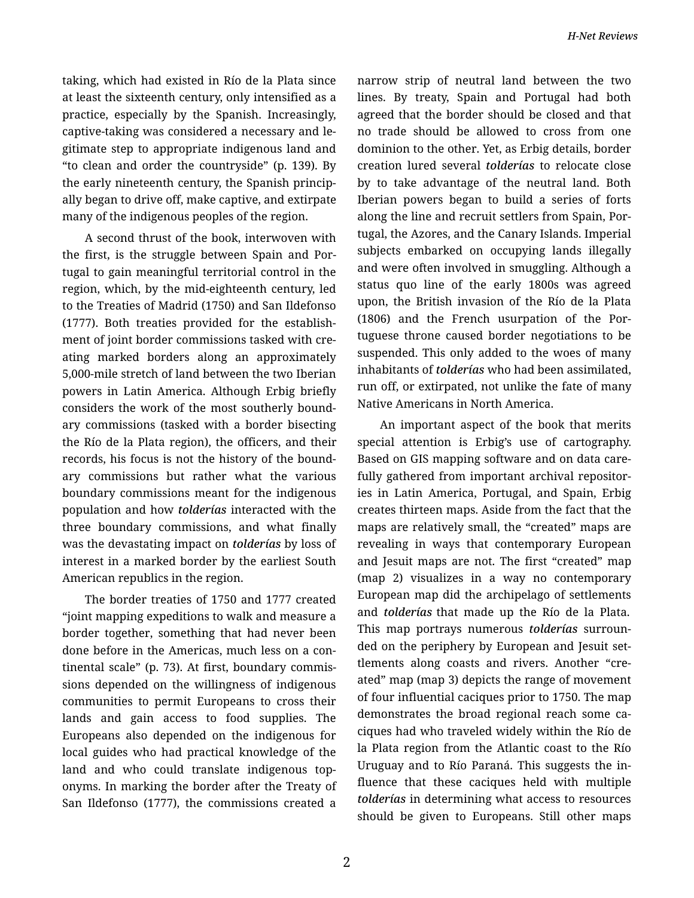taking, which had existed in Río de la Plata since at least the sixteenth century, only intensified as a practice, especially by the Spanish. Increasingly, captive-taking was considered a necessary and legitimate step to appropriate indigenous land and "to clean and order the countryside" (p. 139). By the early nineteenth century, the Spanish principally began to drive off, make captive, and extirpate many of the indigenous peoples of the region.

A second thrust of the book, interwoven with the first, is the struggle between Spain and Portugal to gain meaningful territorial control in the region, which, by the mid-eighteenth century, led to the Treaties of Madrid (1750) and San Ildefonso (1777). Both treaties provided for the establishment of joint border commissions tasked with creating marked borders along an approximately 5,000-mile stretch of land between the two Iberian powers in Latin America. Although Erbig briefly considers the work of the most southerly boundary commissions (tasked with a border bisecting the Río de la Plata region), the officers, and their records, his focus is not the history of the boundary commissions but rather what the various boundary commissions meant for the indigenous population and how ***tolderías*** interacted with the three boundary commissions, and what finally was the devastating impact on ***tolderías*** by loss of interest in a marked border by the earliest South American republics in the region.

The border treaties of 1750 and 1777 created "joint mapping expeditions to walk and measure a border together, something that had never been done before in the Americas, much less on a continental scale" (p. 73). At first, boundary commissions depended on the willingness of indigenous communities to permit Europeans to cross their lands and gain access to food supplies. The Europeans also depended on the indigenous for local guides who had practical knowledge of the land and who could translate indigenous toponyms. In marking the border after the Treaty of San Ildefonso (1777), the commissions created a narrow strip of neutral land between the two lines. By treaty, Spain and Portugal had both agreed that the border should be closed and that no trade should be allowed to cross from one dominion to the other. Yet, as Erbig details, border creation lured several ***tolderías*** to relocate close by to take advantage of the neutral land. Both Iberian powers began to build a series of forts along the line and recruit settlers from Spain, Portugal, the Azores, and the Canary Islands. Imperial subjects embarked on occupying lands illegally and were often involved in smuggling. Although a status quo line of the early 1800s was agreed upon, the British invasion of the Río de la Plata (1806) and the French usurpation of the Portuguese throne caused border negotiations to be suspended. This only added to the woes of many inhabitants of ***tolderías*** who had been assimilated, run off, or extirpated, not unlike the fate of many Native Americans in North America.

An important aspect of the book that merits special attention is Erbig's use of cartography. Based on GIS mapping software and on data carefully gathered from important archival repositories in Latin America, Portugal, and Spain, Erbig creates thirteen maps. Aside from the fact that the maps are relatively small, the "created" maps are revealing in ways that contemporary European and Jesuit maps are not. The first "created" map (map 2) visualizes in a way no contemporary European map did the archipelago of settlements and ***tolderías*** that made up the Río de la Plata. This map portrays numerous ***tolderías*** surrounded on the periphery by European and Jesuit settlements along coasts and rivers. Another "created" map (map 3) depicts the range of movement of four influential caciques prior to 1750. The map demonstrates the broad regional reach some caciques had who traveled widely within the Río de la Plata region from the Atlantic coast to the Río Uruguay and to Río Paraná. This suggests the influence that these caciques held with multiple ***tolderías*** in determining what access to resources should be given to Europeans. Still other maps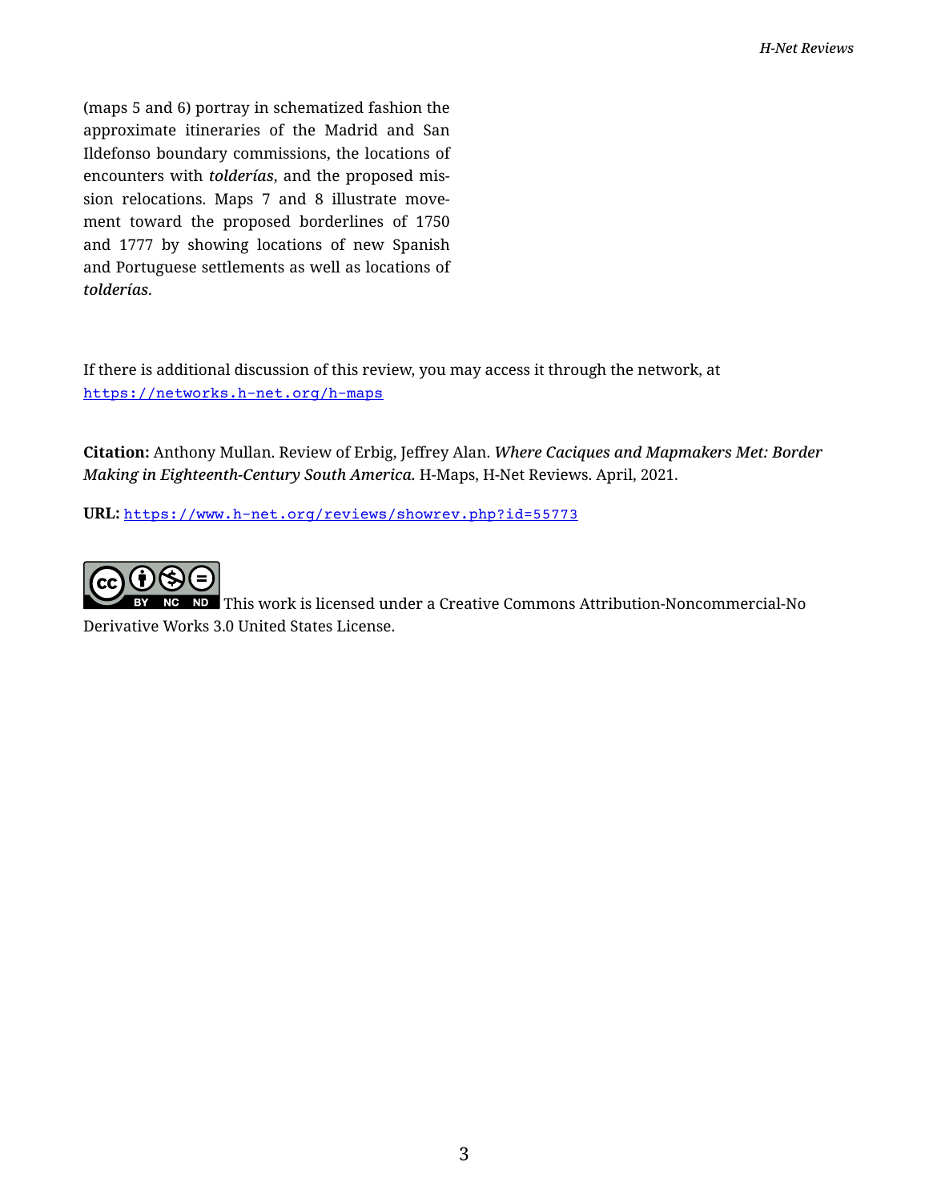(maps 5 and 6) portray in schematized fashion the approximate itineraries of the Madrid and San Ildefonso boundary commissions, the locations of encounters with *tolderías*, and the proposed mission relocations. Maps 7 and 8 illustrate movement toward the proposed borderlines of 1750 and 1777 by showing locations of new Spanish and Portuguese settlements as well as locations of *tolderías*.

If there is additional discussion of this review, you may access it through the network, at https://networks.h-net.org/h-maps

**Citation:** Anthony Mullan. Review of Erbig, Jeffrey Alan. *Where Caciques and Mapmakers Met: Border Making in Eighteenth-Century South America.* H-Maps, H-Net Reviews. April, 2021.

**URL:** https://www.h-net.org/reviews/showrev.php?id=55773

This work is licensed under a Creative Commons Attribution-Noncommercial-No Derivative Works 3.0 United States License.